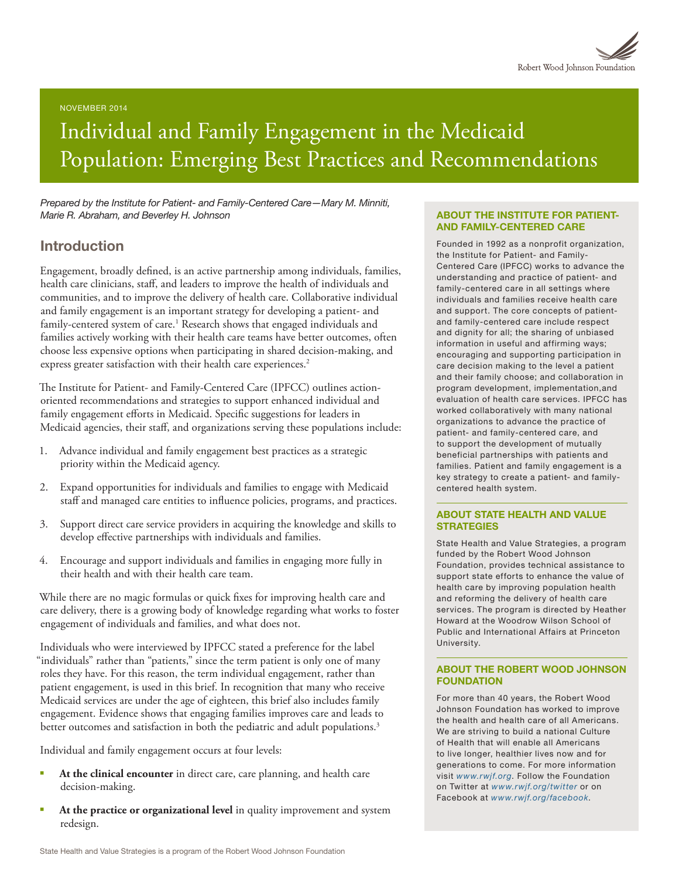NOVEMBER 2014

# Individual and Family Engagement in the Medicaid Population: Emerging Best Practices and Recommendations

*Prepared by the Institute for Patient- and Family-Centered Care—Mary M. Minniti, Marie R. Abraham, and Beverley H. Johnson*

## Introduction

Engagement, broadly defined, is an active partnership among individuals, families, health care clinicians, staff, and leaders to improve the health of individuals and communities, and to improve the delivery of health care. Collaborative individual and family engagement is an important strategy for developing a patient- and family-centered system of care.[1] Research shows that engaged individuals and families actively working with their health care teams have better outcomes, often choose less expensive options when participating in shared decision-making, and express greater satisfaction with their health care experiences.[2]

The Institute for Patient- and Family-Centered Care (IPFCC) outlines action-oriented recommendations and strategies to support enhanced individual and family engagement efforts in Medicaid. Specific suggestions for leaders in Medicaid agencies, their staff, and organizations serving these populations include:

1. Advance individual and family engagement best practices as a strategic priority within the Medicaid agency.
2. Expand opportunities for individuals and families to engage with Medicaid staff and managed care entities to influence policies, programs, and practices.
3. Support direct care service providers in acquiring the knowledge and skills to develop effective partnerships with individuals and families.
4. Encourage and support individuals and families in engaging more fully in their health and with their health care team.

While there are no magic formulas or quick fixes for improving health care and care delivery, there is a growing body of knowledge regarding what works to foster engagement of individuals and families, and what does not.

Individuals who were interviewed by IPFCC stated a preference for the label "individuals" rather than "patients," since the term patient is only one of many roles they have. For this reason, the term individual engagement, rather than patient engagement, is used in this brief. In recognition that many who receive Medicaid services are under the age of eighteen, this brief also includes family engagement. Evidence shows that engaging families improves care and leads to better outcomes and satisfaction in both the pediatric and adult populations.[3]

Individual and family engagement occurs at four levels:

- **At the clinical encounter** in direct care, care planning, and health care decision-making.
- **At the practice or organizational level** in quality improvement and system redesign.

### ABOUT THE INSTITUTE FOR PATIENT- AND FAMILY-CENTERED CARE

Founded in 1992 as a nonprofit organization, the Institute for Patient- and Family-Centered Care (IPFCC) works to advance the understanding and practice of patient- and family-centered care in all settings where individuals and families receive health care and support. The core concepts of patient- and family-centered care include respect and dignity for all; the sharing of unbiased information in useful and affirming ways; encouraging and supporting participation in care decision making to the level a patient and their family choose; and collaboration in program development, implementation,and evaluation of health care services. IPFCC has worked collaboratively with many national organizations to advance the practice of patient- and family-centered care, and to support the development of mutually beneficial partnerships with patients and families. Patient and family engagement is a key strategy to create a patient- and family-centered health system.

### ABOUT STATE HEALTH AND VALUE STRATEGIES

State Health and Value Strategies, a program funded by the Robert Wood Johnson Foundation, provides technical assistance to support state efforts to enhance the value of health care by improving population health and reforming the delivery of health care services. The program is directed by Heather Howard at the Woodrow Wilson School of Public and International Affairs at Princeton University.

### ABOUT THE ROBERT WOOD JOHNSON FOUNDATION

For more than 40 years, the Robert Wood Johnson Foundation has worked to improve the health and health care of all Americans. We are striving to build a national Culture of Health that will enable all Americans to live longer, healthier lives now and for generations to come. For more information visit *www.rwjf.org*. Follow the Foundation on Twitter at *www.rwjf.org/twitter* or on Facebook at *www.rwjf.org/facebook*.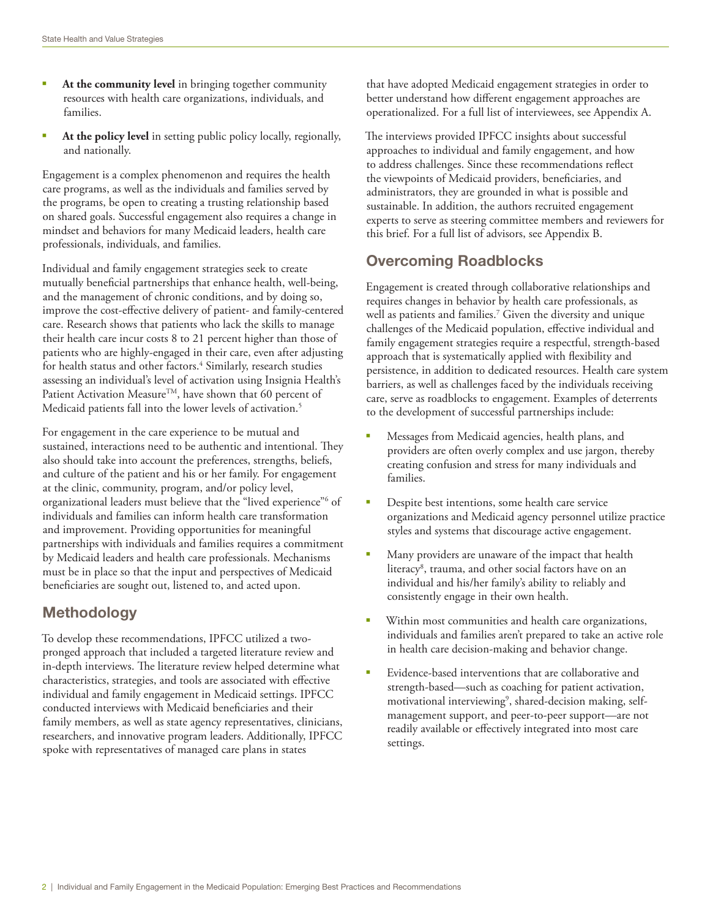- **At the community level** in bringing together community resources with health care organizations, individuals, and families.
- **At the policy level** in setting public policy locally, regionally, and nationally.

Engagement is a complex phenomenon and requires the health care programs, as well as the individuals and families served by the programs, be open to creating a trusting relationship based on shared goals. Successful engagement also requires a change in mindset and behaviors for many Medicaid leaders, health care professionals, individuals, and families.

Individual and family engagement strategies seek to create mutually beneficial partnerships that enhance health, well-being, and the management of chronic conditions, and by doing so, improve the cost-effective delivery of patient- and family-centered care. Research shows that patients who lack the skills to manage their health care incur costs 8 to 21 percent higher than those of patients who are highly-engaged in their care, even after adjusting for health status and other factors.[4] Similarly, research studies assessing an individual's level of activation using Insignia Health's Patient Activation Measure™, have shown that 60 percent of Medicaid patients fall into the lower levels of activation.[5]

For engagement in the care experience to be mutual and sustained, interactions need to be authentic and intentional. They also should take into account the preferences, strengths, beliefs, and culture of the patient and his or her family. For engagement at the clinic, community, program, and/or policy level, organizational leaders must believe that the "lived experience"[6] of individuals and families can inform health care transformation and improvement. Providing opportunities for meaningful partnerships with individuals and families requires a commitment by Medicaid leaders and health care professionals. Mechanisms must be in place so that the input and perspectives of Medicaid beneficiaries are sought out, listened to, and acted upon.

## Methodology

To develop these recommendations, IPFCC utilized a two-pronged approach that included a targeted literature review and in-depth interviews. The literature review helped determine what characteristics, strategies, and tools are associated with effective individual and family engagement in Medicaid settings. IPFCC conducted interviews with Medicaid beneficiaries and their family members, as well as state agency representatives, clinicians, researchers, and innovative program leaders. Additionally, IPFCC spoke with representatives of managed care plans in states that have adopted Medicaid engagement strategies in order to better understand how different engagement approaches are operationalized. For a full list of interviewees, see Appendix A.

The interviews provided IPFCC insights about successful approaches to individual and family engagement, and how to address challenges. Since these recommendations reflect the viewpoints of Medicaid providers, beneficiaries, and administrators, they are grounded in what is possible and sustainable. In addition, the authors recruited engagement experts to serve as steering committee members and reviewers for this brief. For a full list of advisors, see Appendix B.

## Overcoming Roadblocks

Engagement is created through collaborative relationships and requires changes in behavior by health care professionals, as well as patients and families.[7] Given the diversity and unique challenges of the Medicaid population, effective individual and family engagement strategies require a respectful, strength-based approach that is systematically applied with flexibility and persistence, in addition to dedicated resources. Health care system barriers, as well as challenges faced by the individuals receiving care, serve as roadblocks to engagement. Examples of deterrents to the development of successful partnerships include:

- Messages from Medicaid agencies, health plans, and providers are often overly complex and use jargon, thereby creating confusion and stress for many individuals and families.
- Despite best intentions, some health care service organizations and Medicaid agency personnel utilize practice styles and systems that discourage active engagement.
- Many providers are unaware of the impact that health literacy[8], trauma, and other social factors have on an individual and his/her family's ability to reliably and consistently engage in their own health.
- Within most communities and health care organizations, individuals and families aren't prepared to take an active role in health care decision-making and behavior change.
- Evidence-based interventions that are collaborative and strength-based—such as coaching for patient activation, motivational interviewing[9], shared-decision making, self-management support, and peer-to-peer support—are not readily available or effectively integrated into most care settings.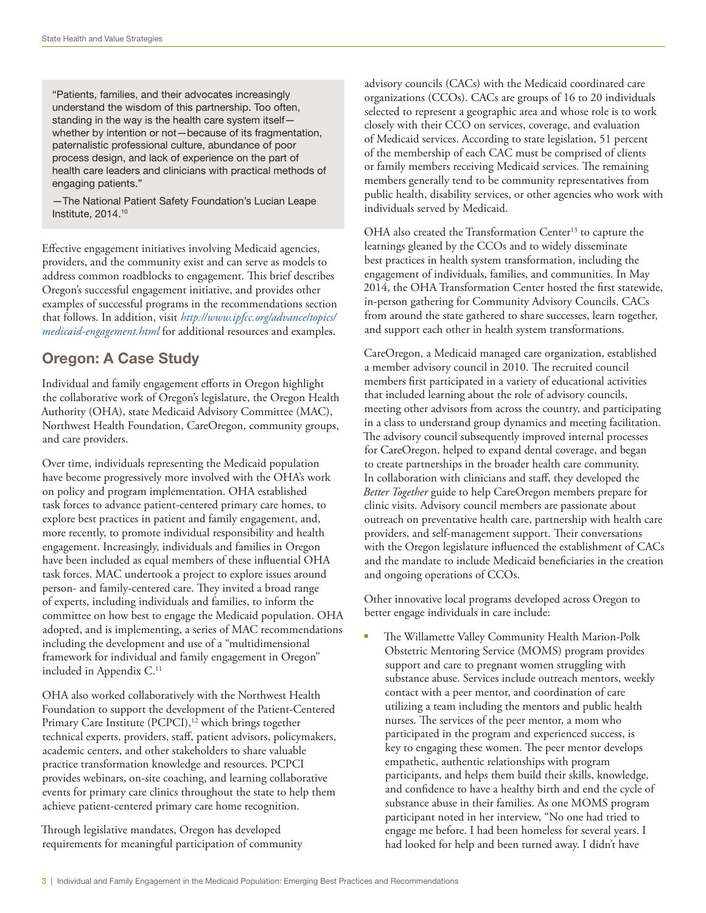> "Patients, families, and their advocates increasingly understand the wisdom of this partnership. Too often, standing in the way is the health care system itself—whether by intention or not—because of its fragmentation, paternalistic professional culture, abundance of poor process design, and lack of experience on the part of health care leaders and clinicians with practical methods of engaging patients."
>
> —The National Patient Safety Foundation's Lucian Leape Institute, 2014.[10]

Effective engagement initiatives involving Medicaid agencies, providers, and the community exist and can serve as models to address common roadblocks to engagement. This brief describes Oregon's successful engagement initiative, and provides other examples of successful programs in the recommendations section that follows. In addition, visit *http://www.ipfcc.org/advance/topics/medicaid-engagement.html* for additional resources and examples.

## Oregon: A Case Study

Individual and family engagement efforts in Oregon highlight the collaborative work of Oregon's legislature, the Oregon Health Authority (OHA), state Medicaid Advisory Committee (MAC), Northwest Health Foundation, CareOregon, community groups, and care providers.

Over time, individuals representing the Medicaid population have become progressively more involved with the OHA's work on policy and program implementation. OHA established task forces to advance patient-centered primary care homes, to explore best practices in patient and family engagement, and, more recently, to promote individual responsibility and health engagement. Increasingly, individuals and families in Oregon have been included as equal members of these influential OHA task forces. MAC undertook a project to explore issues around person- and family-centered care. They invited a broad range of experts, including individuals and families, to inform the committee on how best to engage the Medicaid population. OHA adopted, and is implementing, a series of MAC recommendations including the development and use of a "multidimensional framework for individual and family engagement in Oregon" included in Appendix C.[11]

OHA also worked collaboratively with the Northwest Health Foundation to support the development of the Patient-Centered Primary Care Institute (PCPCI),[12] which brings together technical experts, providers, staff, patient advisors, policymakers, academic centers, and other stakeholders to share valuable practice transformation knowledge and resources. PCPCI provides webinars, on-site coaching, and learning collaborative events for primary care clinics throughout the state to help them achieve patient-centered primary care home recognition.

Through legislative mandates, Oregon has developed requirements for meaningful participation of community advisory councils (CACs) with the Medicaid coordinated care organizations (CCOs). CACs are groups of 16 to 20 individuals selected to represent a geographic area and whose role is to work closely with their CCO on services, coverage, and evaluation of Medicaid services. According to state legislation, 51 percent of the membership of each CAC must be comprised of clients or family members receiving Medicaid services. The remaining members generally tend to be community representatives from public health, disability services, or other agencies who work with individuals served by Medicaid.

OHA also created the Transformation Center[13] to capture the learnings gleaned by the CCOs and to widely disseminate best practices in health system transformation, including the engagement of individuals, families, and communities. In May 2014, the OHA Transformation Center hosted the first statewide, in-person gathering for Community Advisory Councils. CACs from around the state gathered to share successes, learn together, and support each other in health system transformations.

CareOregon, a Medicaid managed care organization, established a member advisory council in 2010. The recruited council members first participated in a variety of educational activities that included learning about the role of advisory councils, meeting other advisors from across the country, and participating in a class to understand group dynamics and meeting facilitation. The advisory council subsequently improved internal processes for CareOregon, helped to expand dental coverage, and began to create partnerships in the broader health care community. In collaboration with clinicians and staff, they developed the *Better Together* guide to help CareOregon members prepare for clinic visits. Advisory council members are passionate about outreach on preventative health care, partnership with health care providers, and self-management support. Their conversations with the Oregon legislature influenced the establishment of CACs and the mandate to include Medicaid beneficiaries in the creation and ongoing operations of CCOs.

Other innovative local programs developed across Oregon to better engage individuals in care include:

- The Willamette Valley Community Health Marion-Polk Obstetric Mentoring Service (MOMS) program provides support and care to pregnant women struggling with substance abuse. Services include outreach mentors, weekly contact with a peer mentor, and coordination of care utilizing a team including the mentors and public health nurses. The services of the peer mentor, a mom who participated in the program and experienced success, is key to engaging these women. The peer mentor develops empathetic, authentic relationships with program participants, and helps them build their skills, knowledge, and confidence to have a healthy birth and end the cycle of substance abuse in their families. As one MOMS program participant noted in her interview, "No one had tried to engage me before. I had been homeless for several years. I had looked for help and been turned away. I didn't have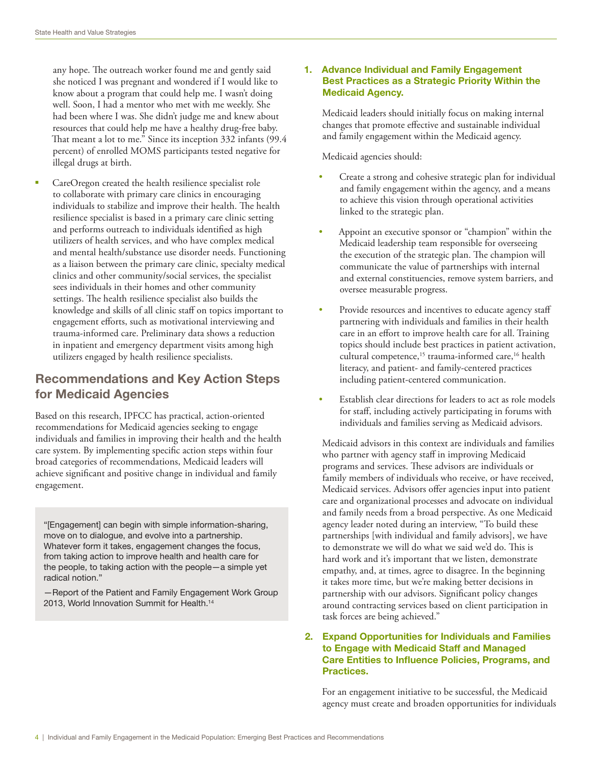any hope. The outreach worker found me and gently said she noticed I was pregnant and wondered if I would like to know about a program that could help me. I wasn't doing well. Soon, I had a mentor who met with me weekly. She had been where I was. She didn't judge me and knew about resources that could help me have a healthy drug-free baby. That meant a lot to me." Since its inception 332 infants (99.4 percent) of enrolled MOMS participants tested negative for illegal drugs at birth.

- CareOregon created the health resilience specialist role to collaborate with primary care clinics in encouraging individuals to stabilize and improve their health. The health resilience specialist is based in a primary care clinic setting and performs outreach to individuals identified as high utilizers of health services, and who have complex medical and mental health/substance use disorder needs. Functioning as a liaison between the primary care clinic, specialty medical clinics and other community/social services, the specialist sees individuals in their homes and other community settings. The health resilience specialist also builds the knowledge and skills of all clinic staff on topics important to engagement efforts, such as motivational interviewing and trauma-informed care. Preliminary data shows a reduction in inpatient and emergency department visits among high utilizers engaged by health resilience specialists.

## Recommendations and Key Action Steps for Medicaid Agencies

Based on this research, IPFCC has practical, action-oriented recommendations for Medicaid agencies seeking to engage individuals and families in improving their health and the health care system. By implementing specific action steps within four broad categories of recommendations, Medicaid leaders will achieve significant and positive change in individual and family engagement.

> "[Engagement] can begin with simple information-sharing, move on to dialogue, and evolve into a partnership. Whatever form it takes, engagement changes the focus, from taking action to improve health and health care for the people, to taking action with the people—a simple yet radical notion."
>
> —Report of the Patient and Family Engagement Work Group 2013, World Innovation Summit for Health.[14]

### 1. Advance Individual and Family Engagement Best Practices as a Strategic Priority Within the Medicaid Agency.

Medicaid leaders should initially focus on making internal changes that promote effective and sustainable individual and family engagement within the Medicaid agency.

Medicaid agencies should:

- Create a strong and cohesive strategic plan for individual and family engagement within the agency, and a means to achieve this vision through operational activities linked to the strategic plan.
- Appoint an executive sponsor or "champion" within the Medicaid leadership team responsible for overseeing the execution of the strategic plan. The champion will communicate the value of partnerships with internal and external constituencies, remove system barriers, and oversee measurable progress.
- Provide resources and incentives to educate agency staff partnering with individuals and families in their health care in an effort to improve health care for all. Training topics should include best practices in patient activation, cultural competence,[15] trauma-informed care,[16] health literacy, and patient- and family-centered practices including patient-centered communication.
- Establish clear directions for leaders to act as role models for staff, including actively participating in forums with individuals and families serving as Medicaid advisors.

Medicaid advisors in this context are individuals and families who partner with agency staff in improving Medicaid programs and services. These advisors are individuals or family members of individuals who receive, or have received, Medicaid services. Advisors offer agencies input into patient care and organizational processes and advocate on individual and family needs from a broad perspective. As one Medicaid agency leader noted during an interview, "To build these partnerships [with individual and family advisors], we have to demonstrate we will do what we said we'd do. This is hard work and it's important that we listen, demonstrate empathy, and, at times, agree to disagree. In the beginning it takes more time, but we're making better decisions in partnership with our advisors. Significant policy changes around contracting services based on client participation in task forces are being achieved."

### 2. Expand Opportunities for Individuals and Families to Engage with Medicaid Staff and Managed Care Entities to Influence Policies, Programs, and Practices.

For an engagement initiative to be successful, the Medicaid agency must create and broaden opportunities for individuals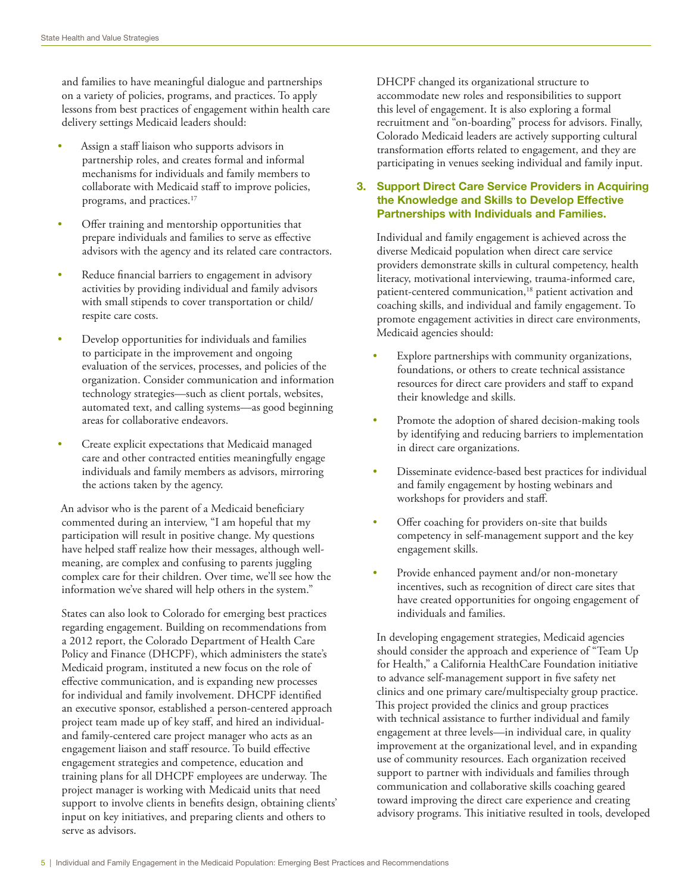and families to have meaningful dialogue and partnerships on a variety of policies, programs, and practices. To apply lessons from best practices of engagement within health care delivery settings Medicaid leaders should:

- Assign a staff liaison who supports advisors in partnership roles, and creates formal and informal mechanisms for individuals and family members to collaborate with Medicaid staff to improve policies, programs, and practices.[17]
- Offer training and mentorship opportunities that prepare individuals and families to serve as effective advisors with the agency and its related care contractors.
- Reduce financial barriers to engagement in advisory activities by providing individual and family advisors with small stipends to cover transportation or child/respite care costs.
- Develop opportunities for individuals and families to participate in the improvement and ongoing evaluation of the services, processes, and policies of the organization. Consider communication and information technology strategies—such as client portals, websites, automated text, and calling systems—as good beginning areas for collaborative endeavors.
- Create explicit expectations that Medicaid managed care and other contracted entities meaningfully engage individuals and family members as advisors, mirroring the actions taken by the agency.

An advisor who is the parent of a Medicaid beneficiary commented during an interview, "I am hopeful that my participation will result in positive change. My questions have helped staff realize how their messages, although well-meaning, are complex and confusing to parents juggling complex care for their children. Over time, we'll see how the information we've shared will help others in the system."

States can also look to Colorado for emerging best practices regarding engagement. Building on recommendations from a 2012 report, the Colorado Department of Health Care Policy and Finance (DHCPF), which administers the state's Medicaid program, instituted a new focus on the role of effective communication, and is expanding new processes for individual and family involvement. DHCPF identified an executive sponsor, established a person-centered approach project team made up of key staff, and hired an individual- and family-centered care project manager who acts as an engagement liaison and staff resource. To build effective engagement strategies and competence, education and training plans for all DHCPF employees are underway. The project manager is working with Medicaid units that need support to involve clients in benefits design, obtaining clients' input on key initiatives, and preparing clients and others to serve as advisors.

DHCPF changed its organizational structure to accommodate new roles and responsibilities to support this level of engagement. It is also exploring a formal recruitment and "on-boarding" process for advisors. Finally, Colorado Medicaid leaders are actively supporting cultural transformation efforts related to engagement, and they are participating in venues seeking individual and family input.

### 3. Support Direct Care Service Providers in Acquiring the Knowledge and Skills to Develop Effective Partnerships with Individuals and Families.

Individual and family engagement is achieved across the diverse Medicaid population when direct care service providers demonstrate skills in cultural competency, health literacy, motivational interviewing, trauma-informed care, patient-centered communication,[18] patient activation and coaching skills, and individual and family engagement. To promote engagement activities in direct care environments, Medicaid agencies should:

- Explore partnerships with community organizations, foundations, or others to create technical assistance resources for direct care providers and staff to expand their knowledge and skills.
- Promote the adoption of shared decision-making tools by identifying and reducing barriers to implementation in direct care organizations.
- Disseminate evidence-based best practices for individual and family engagement by hosting webinars and workshops for providers and staff.
- Offer coaching for providers on-site that builds competency in self-management support and the key engagement skills.
- Provide enhanced payment and/or non-monetary incentives, such as recognition of direct care sites that have created opportunities for ongoing engagement of individuals and families.

In developing engagement strategies, Medicaid agencies should consider the approach and experience of "Team Up for Health," a California HealthCare Foundation initiative to advance self-management support in five safety net clinics and one primary care/multispecialty group practice. This project provided the clinics and group practices with technical assistance to further individual and family engagement at three levels—in individual care, in quality improvement at the organizational level, and in expanding use of community resources. Each organization received support to partner with individuals and families through communication and collaborative skills coaching geared toward improving the direct care experience and creating advisory programs. This initiative resulted in tools, developed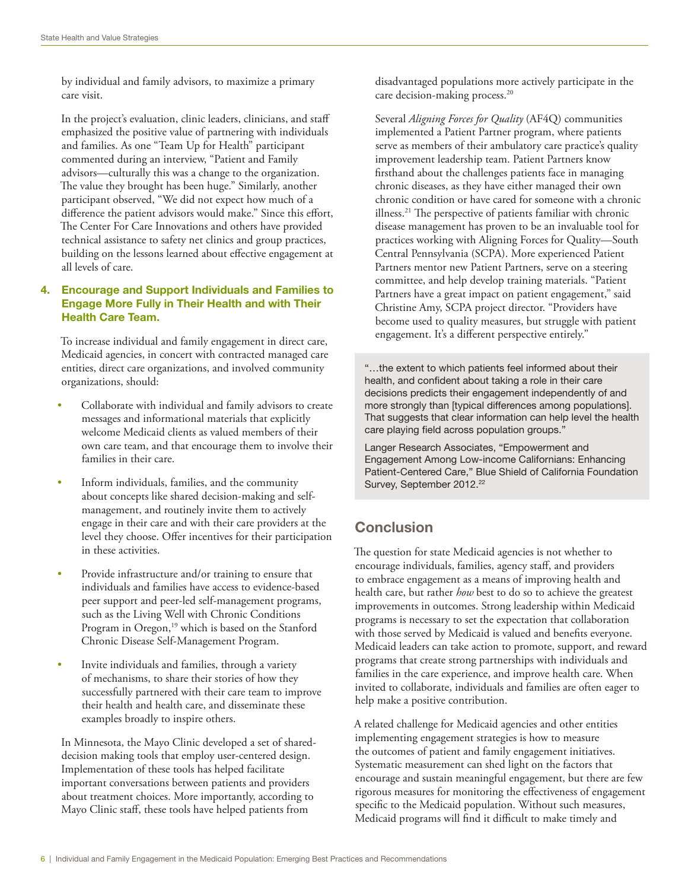by individual and family advisors, to maximize a primary care visit.

In the project's evaluation, clinic leaders, clinicians, and staff emphasized the positive value of partnering with individuals and families. As one "Team Up for Health" participant commented during an interview, "Patient and Family advisors—culturally this was a change to the organization. The value they brought has been huge." Similarly, another participant observed, "We did not expect how much of a difference the patient advisors would make." Since this effort, The Center For Care Innovations and others have provided technical assistance to safety net clinics and group practices, building on the lessons learned about effective engagement at all levels of care.

### 4. Encourage and Support Individuals and Families to Engage More Fully in Their Health and with Their Health Care Team.

To increase individual and family engagement in direct care, Medicaid agencies, in concert with contracted managed care entities, direct care organizations, and involved community organizations, should:

- Collaborate with individual and family advisors to create messages and informational materials that explicitly welcome Medicaid clients as valued members of their own care team, and that encourage them to involve their families in their care.
- Inform individuals, families, and the community about concepts like shared decision-making and self-management, and routinely invite them to actively engage in their care and with their care providers at the level they choose. Offer incentives for their participation in these activities.
- Provide infrastructure and/or training to ensure that individuals and families have access to evidence-based peer support and peer-led self-management programs, such as the Living Well with Chronic Conditions Program in Oregon,[19] which is based on the Stanford Chronic Disease Self-Management Program.
- Invite individuals and families, through a variety of mechanisms, to share their stories of how they successfully partnered with their care team to improve their health and health care, and disseminate these examples broadly to inspire others.

In Minnesota, the Mayo Clinic developed a set of shared-decision making tools that employ user-centered design. Implementation of these tools has helped facilitate important conversations between patients and providers about treatment choices. More importantly, according to Mayo Clinic staff, these tools have helped patients from disadvantaged populations more actively participate in the care decision-making process.[20]

Several *Aligning Forces for Quality* (AF4Q) communities implemented a Patient Partner program, where patients serve as members of their ambulatory care practice's quality improvement leadership team. Patient Partners know firsthand about the challenges patients face in managing chronic diseases, as they have either managed their own chronic condition or have cared for someone with a chronic illness.[21] The perspective of patients familiar with chronic disease management has proven to be an invaluable tool for practices working with Aligning Forces for Quality—South Central Pennsylvania (SCPA). More experienced Patient Partners mentor new Patient Partners, serve on a steering committee, and help develop training materials. "Patient Partners have a great impact on patient engagement," said Christine Amy, SCPA project director. "Providers have become used to quality measures, but struggle with patient engagement. It's a different perspective entirely."

> "…the extent to which patients feel informed about their health, and confident about taking a role in their care decisions predicts their engagement independently of and more strongly than [typical differences among populations]. That suggests that clear information can help level the health care playing field across population groups."
>
> Langer Research Associates, "Empowerment and Engagement Among Low-income Californians: Enhancing Patient-Centered Care," Blue Shield of California Foundation Survey, September 2012.[22]

## Conclusion

The question for state Medicaid agencies is not whether to encourage individuals, families, agency staff, and providers to embrace engagement as a means of improving health and health care, but rather *how* best to do so to achieve the greatest improvements in outcomes. Strong leadership within Medicaid programs is necessary to set the expectation that collaboration with those served by Medicaid is valued and benefits everyone. Medicaid leaders can take action to promote, support, and reward programs that create strong partnerships with individuals and families in the care experience, and improve health care. When invited to collaborate, individuals and families are often eager to help make a positive contribution.

A related challenge for Medicaid agencies and other entities implementing engagement strategies is how to measure the outcomes of patient and family engagement initiatives. Systematic measurement can shed light on the factors that encourage and sustain meaningful engagement, but there are few rigorous measures for monitoring the effectiveness of engagement specific to the Medicaid population. Without such measures, Medicaid programs will find it difficult to make timely and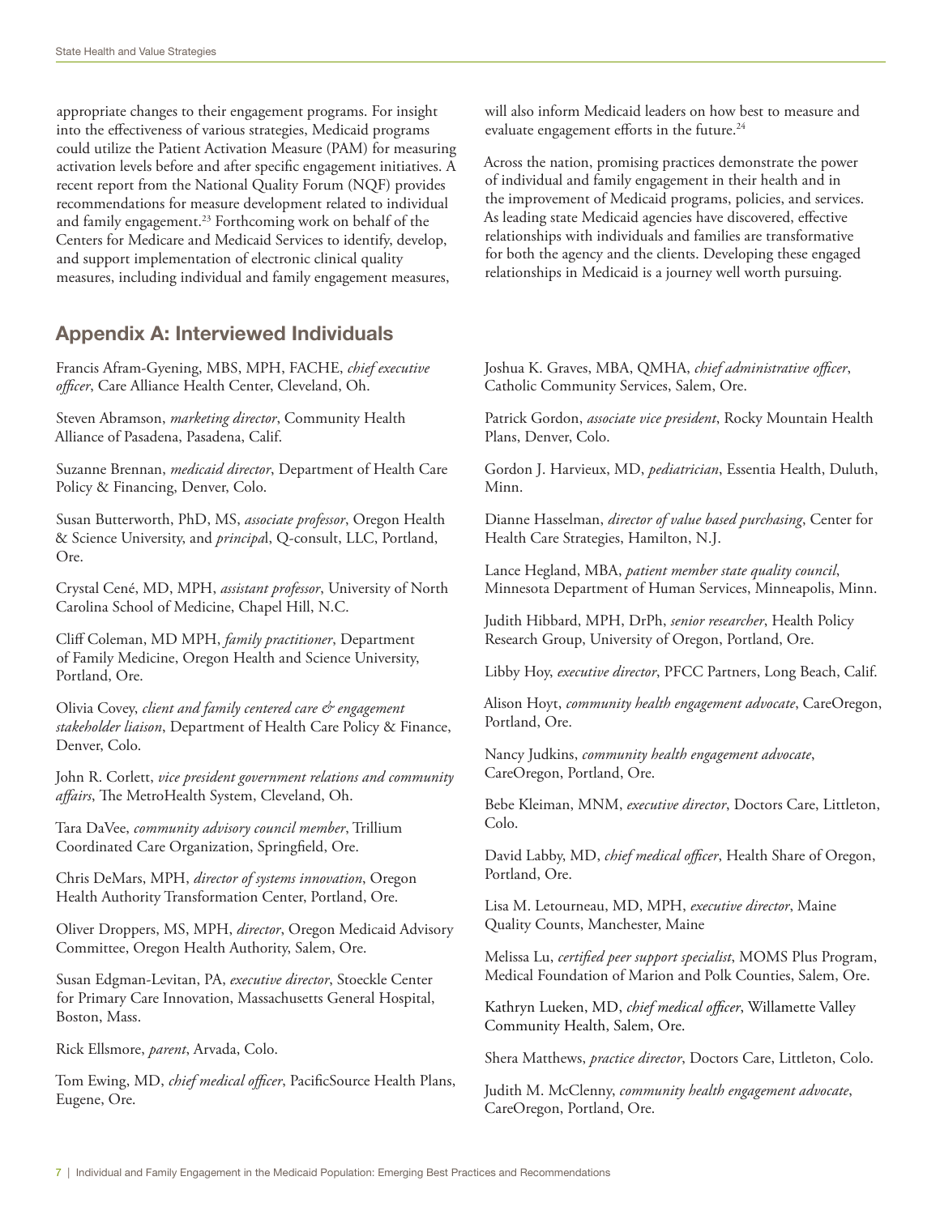appropriate changes to their engagement programs. For insight into the effectiveness of various strategies, Medicaid programs could utilize the Patient Activation Measure (PAM) for measuring activation levels before and after specific engagement initiatives. A recent report from the National Quality Forum (NQF) provides recommendations for measure development related to individual and family engagement.[23] Forthcoming work on behalf of the Centers for Medicare and Medicaid Services to identify, develop, and support implementation of electronic clinical quality measures, including individual and family engagement measures, will also inform Medicaid leaders on how best to measure and evaluate engagement efforts in the future.[24]

Across the nation, promising practices demonstrate the power of individual and family engagement in their health and in the improvement of Medicaid programs, policies, and services. As leading state Medicaid agencies have discovered, effective relationships with individuals and families are transformative for both the agency and the clients. Developing these engaged relationships in Medicaid is a journey well worth pursuing.

## Appendix A: Interviewed Individuals

Francis Afram-Gyening, MBS, MPH, FACHE, *chief executive officer*, Care Alliance Health Center, Cleveland, Oh.

Steven Abramson, *marketing director*, Community Health Alliance of Pasadena, Pasadena, Calif.

Suzanne Brennan, *medicaid director*, Department of Health Care Policy & Financing, Denver, Colo.

Susan Butterworth, PhD, MS, *associate professor*, Oregon Health & Science University, and *principal*, Q-consult, LLC, Portland, Ore.

Crystal Cené, MD, MPH, *assistant professor*, University of North Carolina School of Medicine, Chapel Hill, N.C.

Cliff Coleman, MD MPH, *family practitioner*, Department of Family Medicine, Oregon Health and Science University, Portland, Ore.

Olivia Covey, *client and family centered care & engagement stakeholder liaison*, Department of Health Care Policy & Finance, Denver, Colo.

John R. Corlett, *vice president government relations and community affairs*, The MetroHealth System, Cleveland, Oh.

Tara DaVee, *community advisory council member*, Trillium Coordinated Care Organization, Springfield, Ore.

Chris DeMars, MPH, *director of systems innovation*, Oregon Health Authority Transformation Center, Portland, Ore.

Oliver Droppers, MS, MPH, *director*, Oregon Medicaid Advisory Committee, Oregon Health Authority, Salem, Ore.

Susan Edgman-Levitan, PA, *executive director*, Stoeckle Center for Primary Care Innovation, Massachusetts General Hospital, Boston, Mass.

Rick Ellsmore, *parent*, Arvada, Colo.

Tom Ewing, MD, *chief medical officer*, PacificSource Health Plans, Eugene, Ore.

Joshua K. Graves, MBA, QMHA, *chief administrative officer*, Catholic Community Services, Salem, Ore.

Patrick Gordon, *associate vice president*, Rocky Mountain Health Plans, Denver, Colo.

Gordon J. Harvieux, MD, *pediatrician*, Essentia Health, Duluth, Minn.

Dianne Hasselman, *director of value based purchasing*, Center for Health Care Strategies, Hamilton, N.J.

Lance Hegland, MBA, *patient member state quality council*, Minnesota Department of Human Services, Minneapolis, Minn.

Judith Hibbard, MPH, DrPh, *senior researcher*, Health Policy Research Group, University of Oregon, Portland, Ore.

Libby Hoy, *executive director*, PFCC Partners, Long Beach, Calif.

Alison Hoyt, *community health engagement advocate*, CareOregon, Portland, Ore.

Nancy Judkins, *community health engagement advocate*, CareOregon, Portland, Ore.

Bebe Kleiman, MNM, *executive director*, Doctors Care, Littleton, Colo.

David Labby, MD, *chief medical officer*, Health Share of Oregon, Portland, Ore.

Lisa M. Letourneau, MD, MPH, *executive director*, Maine Quality Counts, Manchester, Maine

Melissa Lu, *certified peer support specialist*, MOMS Plus Program, Medical Foundation of Marion and Polk Counties, Salem, Ore.

Kathryn Lueken, MD, *chief medical officer*, Willamette Valley Community Health, Salem, Ore.

Shera Matthews, *practice director*, Doctors Care, Littleton, Colo.

Judith M. McClenny, *community health engagement advocate*, CareOregon, Portland, Ore.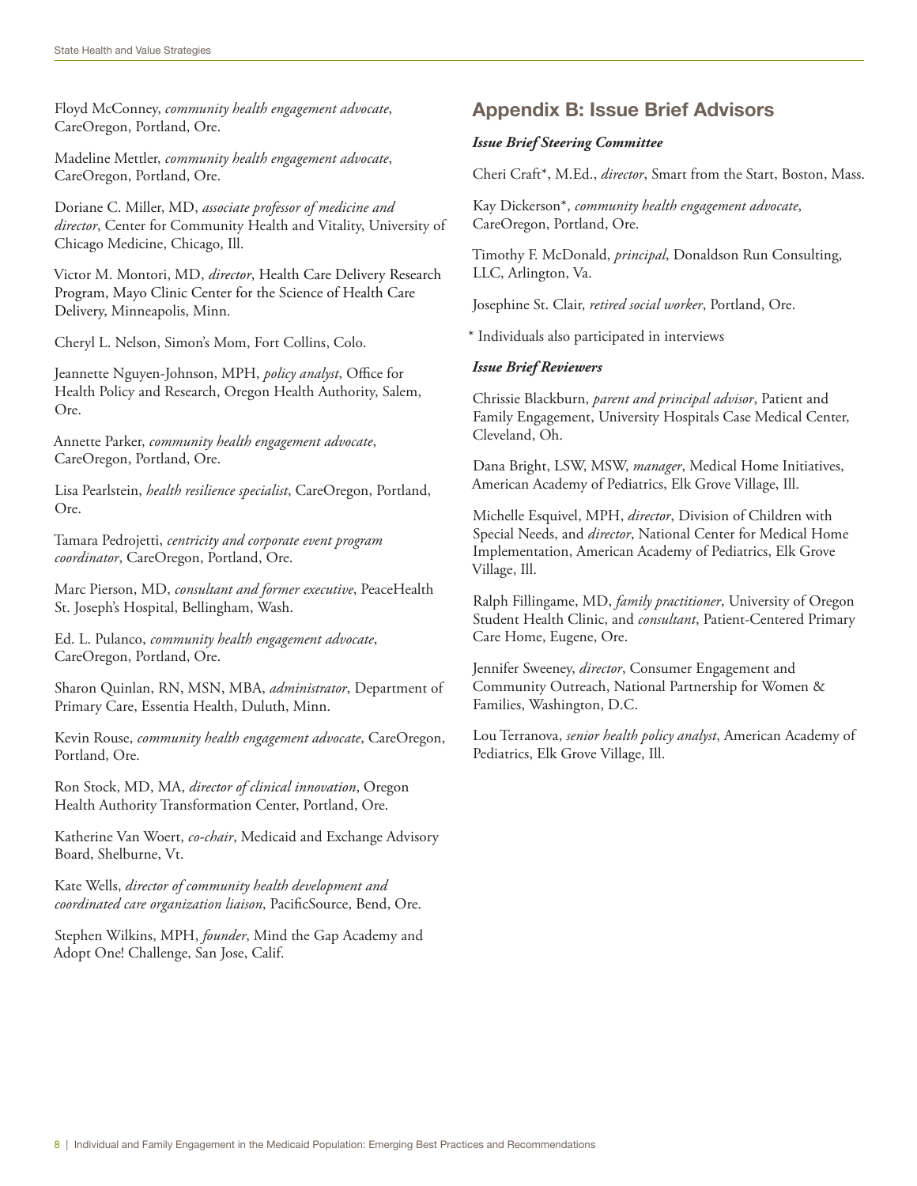Floyd McConney, *community health engagement advocate*, CareOregon, Portland, Ore.

Madeline Mettler, *community health engagement advocate*, CareOregon, Portland, Ore.

Doriane C. Miller, MD, *associate professor of medicine and director*, Center for Community Health and Vitality, University of Chicago Medicine, Chicago, Ill.

Victor M. Montori, MD, *director*, Health Care Delivery Research Program, Mayo Clinic Center for the Science of Health Care Delivery, Minneapolis, Minn.

Cheryl L. Nelson, Simon's Mom, Fort Collins, Colo.

Jeannette Nguyen-Johnson, MPH, *policy analyst*, Office for Health Policy and Research, Oregon Health Authority, Salem, Ore.

Annette Parker, *community health engagement advocate*, CareOregon, Portland, Ore.

Lisa Pearlstein, *health resilience specialist*, CareOregon, Portland, Ore.

Tamara Pedrojetti, *centricity and corporate event program coordinator*, CareOregon, Portland, Ore.

Marc Pierson, MD, *consultant and former executive*, PeaceHealth St. Joseph's Hospital, Bellingham, Wash.

Ed. L. Pulanco, *community health engagement advocate*, CareOregon, Portland, Ore.

Sharon Quinlan, RN, MSN, MBA, *administrator*, Department of Primary Care, Essentia Health, Duluth, Minn.

Kevin Rouse, *community health engagement advocate*, CareOregon, Portland, Ore.

Ron Stock, MD, MA, *director of clinical innovation*, Oregon Health Authority Transformation Center, Portland, Ore.

Katherine Van Woert, *co-chair*, Medicaid and Exchange Advisory Board, Shelburne, Vt.

Kate Wells, *director of community health development and coordinated care organization liaison*, PacificSource, Bend, Ore.

Stephen Wilkins, MPH, *founder*, Mind the Gap Academy and Adopt One! Challenge, San Jose, Calif.

## Appendix B: Issue Brief Advisors

***Issue Brief Steering Committee***

Cheri Craft*, M.Ed., *director*, Smart from the Start, Boston, Mass.

Kay Dickerson*, *community health engagement advocate*, CareOregon, Portland, Ore.

Timothy F. McDonald, *principal*, Donaldson Run Consulting, LLC, Arlington, Va.

Josephine St. Clair, *retired social worker*, Portland, Ore.

\* Individuals also participated in interviews

***Issue Brief Reviewers***

Chrissie Blackburn, *parent and principal advisor*, Patient and Family Engagement, University Hospitals Case Medical Center, Cleveland, Oh.

Dana Bright, LSW, MSW, *manager*, Medical Home Initiatives, American Academy of Pediatrics, Elk Grove Village, Ill.

Michelle Esquivel, MPH, *director*, Division of Children with Special Needs, and *director*, National Center for Medical Home Implementation, American Academy of Pediatrics, Elk Grove Village, Ill.

Ralph Fillingame, MD, *family practitioner*, University of Oregon Student Health Clinic, and *consultant*, Patient-Centered Primary Care Home, Eugene, Ore.

Jennifer Sweeney, *director*, Consumer Engagement and Community Outreach, National Partnership for Women & Families, Washington, D.C.

Lou Terranova, *senior health policy analyst*, American Academy of Pediatrics, Elk Grove Village, Ill.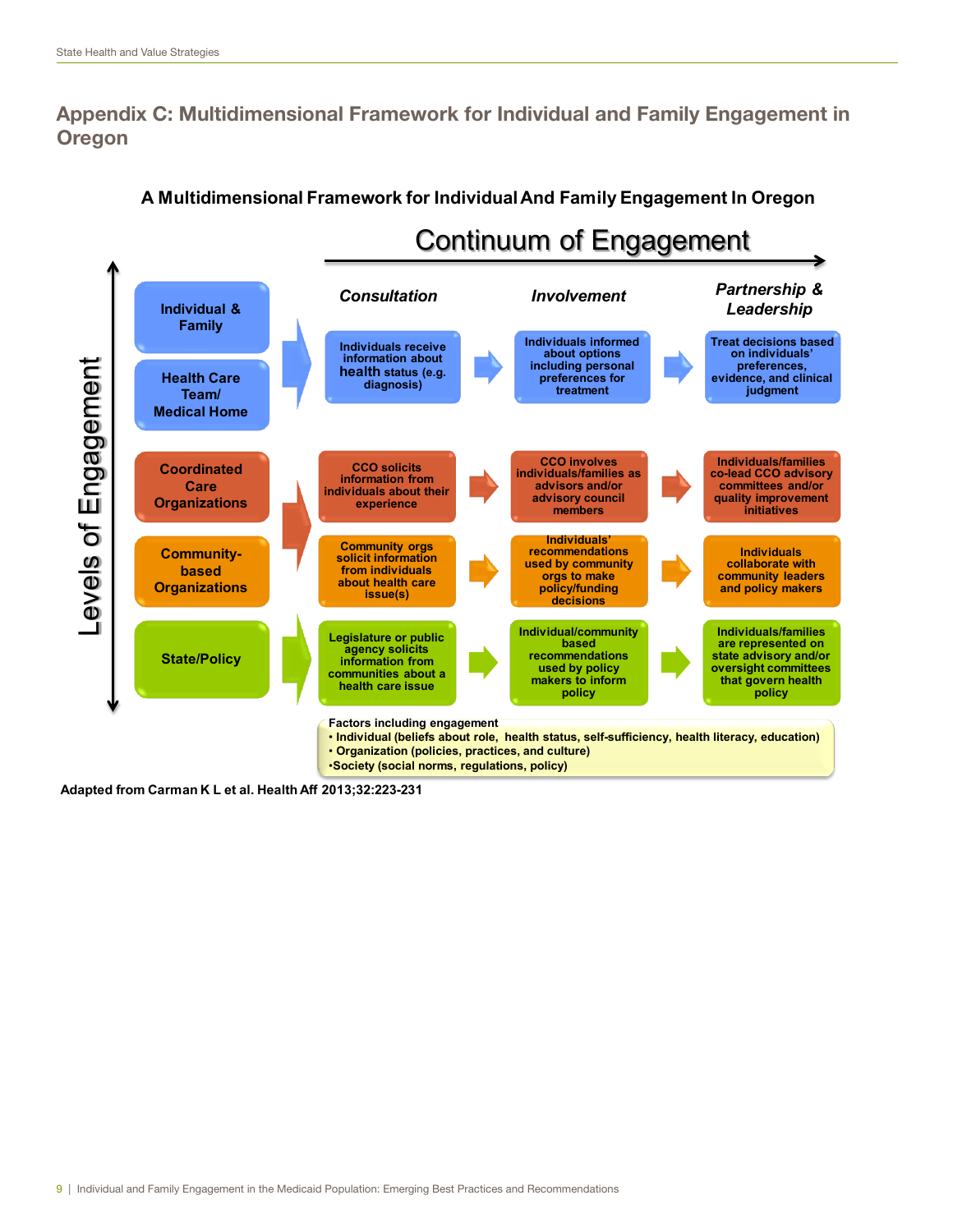## Appendix C: Multidimensional Framework for Individual and Family Engagement in Oregon

**A Multidimensional Framework for Individual And Family Engagement In Oregon**

**Continuum of Engagement** →

| Levels of Engagement | *Consultation* | *Involvement* | *Partnership & Leadership* |
| --- | --- | --- | --- |
| **Individual & Family** / **Health Care Team/ Medical Home** | Individuals receive information about health status (e.g. diagnosis) | Individuals informed about options including personal preferences for treatment | Treat decisions based on individuals' preferences, evidence, and clinical judgment |
| **Coordinated Care Organizations** | CCO solicits information from individuals about their experience | CCO involves individuals/families as advisors and/or advisory council members | Individuals/families co-lead CCO advisory committees and/or quality improvement initiatives |
| **Community-based Organizations** | Community orgs solicit information from individuals about health care issue(s) | Individuals' recommendations used by community orgs to make policy/funding decisions | Individuals collaborate with community leaders and policy makers |
| **State/Policy** | Legislature or public agency solicits information from communities about a health care issue | Individual/community based recommendations used by policy makers to inform policy | Individuals/families are represented on state advisory and/or oversight committees that govern health policy |

**Factors including engagement**

- Individual (beliefs about role, health status, self-sufficiency, health literacy, education)
- Organization (policies, practices, and culture)
- Society (social norms, regulations, policy)

**Adapted from Carman K L et al. Health Aff 2013;32:223-231**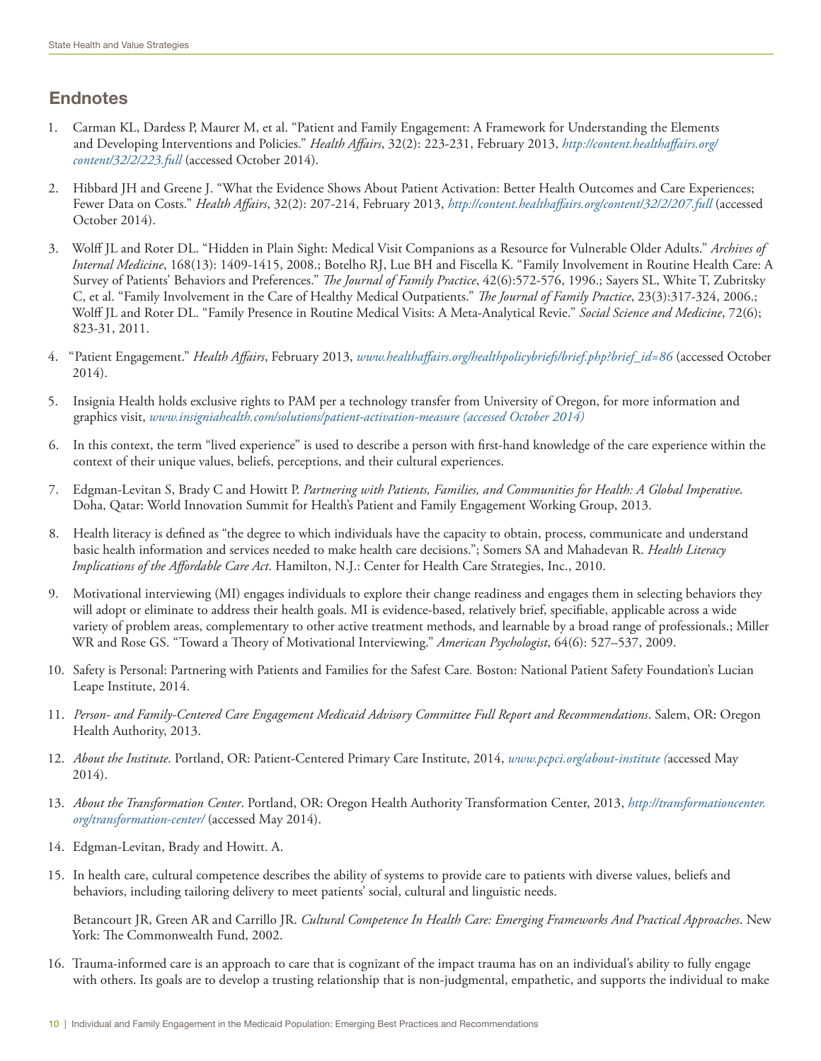## Endnotes

1. Carman KL, Dardess P, Maurer M, et al. "Patient and Family Engagement: A Framework for Understanding the Elements and Developing Interventions and Policies." *Health Affairs*, 32(2): 223-231, February 2013, *http://content.healthaffairs.org/content/32/2/223.full* (accessed October 2014).

2. Hibbard JH and Greene J. "What the Evidence Shows About Patient Activation: Better Health Outcomes and Care Experiences; Fewer Data on Costs." *Health Affairs*, 32(2): 207-214, February 2013, *http://content.healthaffairs.org/content/32/2/207.full* (accessed October 2014).

3. Wolff JL and Roter DL. "Hidden in Plain Sight: Medical Visit Companions as a Resource for Vulnerable Older Adults." *Archives of Internal Medicine*, 168(13): 1409-1415, 2008.; Botelho RJ, Lue BH and Fiscella K. "Family Involvement in Routine Health Care: A Survey of Patients' Behaviors and Preferences." *The Journal of Family Practice*, 42(6):572-576, 1996.; Sayers SL, White T, Zubritsky C, et al. "Family Involvement in the Care of Healthy Medical Outpatients." *The Journal of Family Practice*, 23(3):317-324, 2006.; Wolff JL and Roter DL. "Family Presence in Routine Medical Visits: A Meta-Analytical Revie." *Social Science and Medicine*, 72(6); 823-31, 2011.

4. "Patient Engagement." *Health Affairs*, February 2013, *www.healthaffairs.org/healthpolicybriefs/brief.php?brief_id=86* (accessed October 2014).

5. Insignia Health holds exclusive rights to PAM per a technology transfer from University of Oregon, for more information and graphics visit, *www.insigniahealth.com/solutions/patient-activation-measure (accessed October 2014)*

6. In this context, the term "lived experience" is used to describe a person with first-hand knowledge of the care experience within the context of their unique values, beliefs, perceptions, and their cultural experiences.

7. Edgman-Levitan S, Brady C and Howitt P. *Partnering with Patients, Families, and Communities for Health: A Global Imperative*. Doha, Qatar: World Innovation Summit for Health's Patient and Family Engagement Working Group, 2013.

8. Health literacy is defined as "the degree to which individuals have the capacity to obtain, process, communicate and understand basic health information and services needed to make health care decisions."; Somers SA and Mahadevan R. *Health Literacy Implications of the Affordable Care Act*. Hamilton, N.J.: Center for Health Care Strategies, Inc., 2010.

9. Motivational interviewing (MI) engages individuals to explore their change readiness and engages them in selecting behaviors they will adopt or eliminate to address their health goals. MI is evidence-based, relatively brief, specifiable, applicable across a wide variety of problem areas, complementary to other active treatment methods, and learnable by a broad range of professionals.; Miller WR and Rose GS. "Toward a Theory of Motivational Interviewing." *American Psychologist*, 64(6): 527–537, 2009.

10. Safety is Personal: Partnering with Patients and Families for the Safest Care. Boston: National Patient Safety Foundation's Lucian Leape Institute, 2014.

11. *Person- and Family-Centered Care Engagement Medicaid Advisory Committee Full Report and Recommendations*. Salem, OR: Oregon Health Authority, 2013.

12. *About the Institute*. Portland, OR: Patient-Centered Primary Care Institute, 2014, *www.pcpci.org/about-institute (*accessed May 2014).

13. *About the Transformation Center*. Portland, OR: Oregon Health Authority Transformation Center, 2013, *http://transformationcenter.org/transformation-center/* (accessed May 2014).

14. Edgman-Levitan, Brady and Howitt. A.

15. In health care, cultural competence describes the ability of systems to provide care to patients with diverse values, beliefs and behaviors, including tailoring delivery to meet patients' social, cultural and linguistic needs.

    Betancourt JR, Green AR and Carrillo JR. *Cultural Competence In Health Care: Emerging Frameworks And Practical Approaches*. New York: The Commonwealth Fund, 2002.

16. Trauma-informed care is an approach to care that is cognizant of the impact trauma has on an individual's ability to fully engage with others. Its goals are to develop a trusting relationship that is non-judgmental, empathetic, and supports the individual to make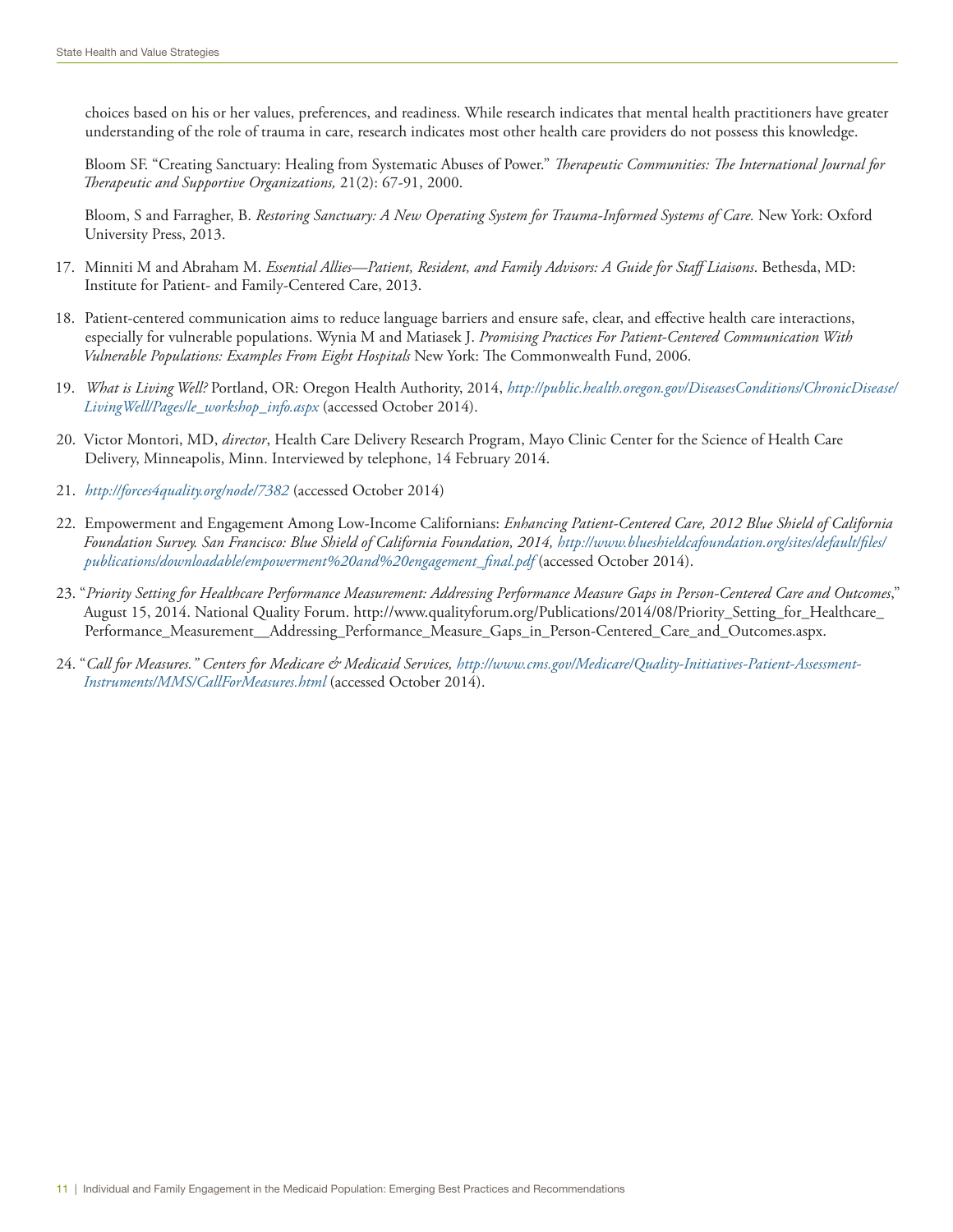choices based on his or her values, preferences, and readiness. While research indicates that mental health practitioners have greater understanding of the role of trauma in care, research indicates most other health care providers do not possess this knowledge.

Bloom SF. "Creating Sanctuary: Healing from Systematic Abuses of Power." *Therapeutic Communities: The International Journal for Therapeutic and Supportive Organizations,* 21(2): 67-91, 2000.

Bloom, S and Farragher, B. *Restoring Sanctuary: A New Operating System for Trauma-Informed Systems of Care.* New York: Oxford University Press, 2013.

17. Minniti M and Abraham M. *Essential Allies—Patient, Resident, and Family Advisors: A Guide for Staff Liaisons*. Bethesda, MD: Institute for Patient- and Family-Centered Care, 2013.

18. Patient-centered communication aims to reduce language barriers and ensure safe, clear, and effective health care interactions, especially for vulnerable populations. Wynia M and Matiasek J. *Promising Practices For Patient-Centered Communication With Vulnerable Populations: Examples From Eight Hospitals* New York: The Commonwealth Fund, 2006.

19. *What is Living Well?* Portland, OR: Oregon Health Authority, 2014, *http://public.health.oregon.gov/DiseasesConditions/ChronicDisease/LivingWell/Pages/le_workshop_info.aspx* (accessed October 2014).

20. Victor Montori, MD, *director*, Health Care Delivery Research Program, Mayo Clinic Center for the Science of Health Care Delivery, Minneapolis, Minn. Interviewed by telephone, 14 February 2014.

21. *http://forces4quality.org/node/7382* (accessed October 2014)

22. Empowerment and Engagement Among Low-Income Californians: *Enhancing Patient-Centered Care, 2012 Blue Shield of California Foundation Survey. San Francisco: Blue Shield of California Foundation, 2014, http://www.blueshieldcafoundation.org/sites/default/files/publications/downloadable/empowerment%20and%20engagement_final.pdf* (accessed October 2014).

23. "*Priority Setting for Healthcare Performance Measurement: Addressing Performance Measure Gaps in Person-Centered Care and Outcomes*," August 15, 2014. National Quality Forum. http://www.qualityforum.org/Publications/2014/08/Priority_Setting_for_Healthcare_Performance_Measurement__Addressing_Performance_Measure_Gaps_in_Person-Centered_Care_and_Outcomes.aspx.

24. "*Call for Measures." Centers for Medicare & Medicaid Services, http://www.cms.gov/Medicare/Quality-Initiatives-Patient-Assessment-Instruments/MMS/CallForMeasures.html* (accessed October 2014).